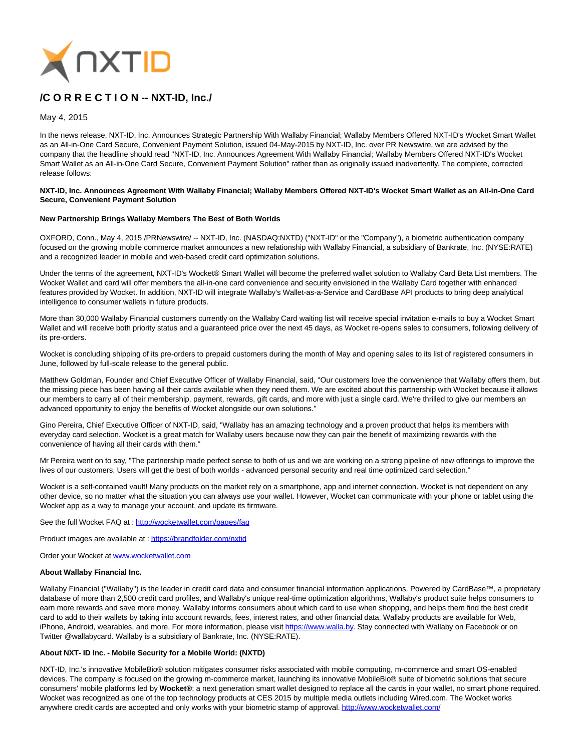# /C O R R E C T I O N -- NXT-ID, Inc./

May 4, 2015

In the news release, NXT-ID, Inc. Announces Strategic Partnership With Wallaby Financial; Wallaby Members Offered NXT-ID's Wocket Smart Wallet as an All-in-One Card Secure, Convenient Payment Solution, issued 04-May-2015 by NXT-ID, Inc. over PR Newswire, we are advised by the company that the headline should read "NXT-ID, Inc. Announces Agreement With Wallaby Financial; Wallaby Members Offered NXT-ID's Wocket Smart Wallet as an All-in-One Card Secure, Convenient Payment Solution" rather than as originally issued inadvertently. The complete, corrected release follows:

**NXT-ID, Inc. Announces Agreement With Wallaby Financial; Wallaby Members Offered NXT-ID's Wocket Smart Wallet as an All-in-One Card Secure, Convenient Payment Solution**

**New Partnership Brings Wallaby Members The Best of Both Worlds**

OXFORD, Conn., May 4, 2015 /PRNewswire/ -- NXT-ID, Inc. (NASDAQ:NXTD) ("NXT-ID" or the "Company"), a biometric authentication company focused on the growing mobile commerce market announces a new relationship with Wallaby Financial, a subsidiary of Bankrate, Inc. (NYSE:RATE) and a recognized leader in mobile and web-based credit card optimization solutions.

Under the terms of the agreement, NXT-ID's Wocket® Smart Wallet will become the preferred wallet solution to Wallaby Card Beta List members. The Wocket Wallet and card will offer members the all-in-one card convenience and security envisioned in the Wallaby Card together with enhanced features provided by Wocket. In addition, NXT-ID will integrate Wallaby's Wallet-as-a-Service and CardBase API products to bring deep analytical intelligence to consumer wallets in future products.

More than 30,000 Wallaby Financial customers currently on the Wallaby Card waiting list will receive special invitation e-mails to buy a Wocket Smart Wallet and will receive both priority status and a guaranteed price over the next 45 days, as Wocket re-opens sales to consumers, following delivery of its pre-orders.

Wocket is concluding shipping of its pre-orders to prepaid customers during the month of May and opening sales to its list of registered consumers in June, followed by full-scale release to the general public.

Matthew Goldman, Founder and Chief Executive Officer of Wallaby Financial, said, "Our customers love the convenience that Wallaby offers them, but the missing piece has been having all their cards available when they need them. We are excited about this partnership with Wocket because it allows our members to carry all of their membership, payment, rewards, gift cards, and more with just a single card. We're thrilled to give our members an advanced opportunity to enjoy the benefits of Wocket alongside our own solutions."

Gino Pereira, Chief Executive Officer of NXT-ID, said, "Wallaby has an amazing technology and a proven product that helps its members with everyday card selection. Wocket is a great match for Wallaby users because now they can pair the benefit of maximizing rewards with the convenience of having all their cards with them."

Mr Pereira went on to say, "The partnership made perfect sense to both of us and we are working on a strong pipeline of new offerings to improve the lives of our customers. Users will get the best of both worlds - advanced personal security and real time optimized card selection."

Wocket is a self-contained vault! Many products on the market rely on a smartphone, app and internet connection. Wocket is not dependent on any other device, so no matter what the situation you can always use your wallet. However, Wocket can communicate with your phone or tablet using the Wocket app as a way to manage your account, and update its firmware.

See the full Wocket FAQ at : http://wocketwallet.com/pages/faq

Product images are available at : https://brandfolder.com/nxtid

Order your Wocket at www.wocketwallet.com

**About Wallaby Financial Inc.**

Wallaby Financial ("Wallaby") is the leader in credit card data and consumer financial information applications. Powered by CardBase™, a proprietary database of more than 2,500 credit card profiles, and Wallaby's unique real-time optimization algorithms, Wallaby's product suite helps consumers to earn more rewards and save more money. Wallaby informs consumers about which card to use when shopping, and helps them find the best credit card to add to their wallets by taking into account rewards, fees, interest rates, and other financial data. Wallaby products are available for Web, iPhone, Android, wearables, and more. For more information, please visit https://www.walla.by. Stay connected with Wallaby on Facebook or on Twitter @wallabycard. Wallaby is a subsidiary of Bankrate, Inc. (NYSE:RATE).

**About NXT- ID Inc. - Mobile Security for a Mobile World: (NXTD)**

NXT-ID, Inc.'s innovative MobileBio® solution mitigates consumer risks associated with mobile computing, m-commerce and smart OS-enabled devices. The company is focused on the growing m-commerce market, launching its innovative MobileBio® suite of biometric solutions that secure consumers' mobile platforms led by **Wocket®**; a next generation smart wallet designed to replace all the cards in your wallet, no smart phone required. Wocket was recognized as one of the top technology products at CES 2015 by multiple media outlets including Wired.com. The Wocket works anywhere credit cards are accepted and only works with your biometric stamp of approval. http://www.wocketwallet.com/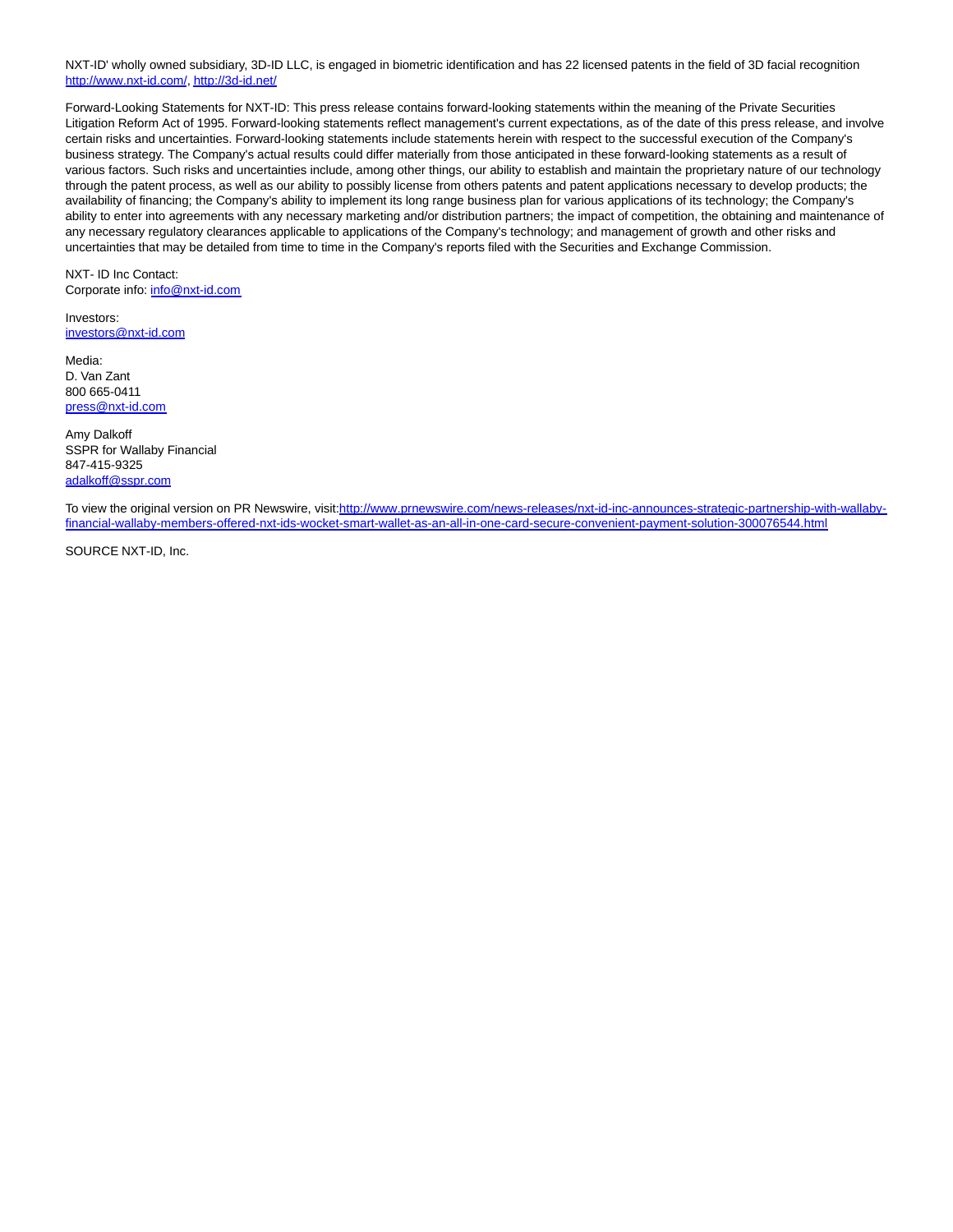NXT-ID' wholly owned subsidiary, 3D-ID LLC, is engaged in biometric identification and has 22 licensed patents in the field of 3D facial recognition http://www.nxt-id.com/, http://3d-id.net/

Forward-Looking Statements for NXT-ID: This press release contains forward-looking statements within the meaning of the Private Securities Litigation Reform Act of 1995. Forward-looking statements reflect management's current expectations, as of the date of this press release, and involve certain risks and uncertainties. Forward-looking statements include statements herein with respect to the successful execution of the Company's business strategy. The Company's actual results could differ materially from those anticipated in these forward-looking statements as a result of various factors. Such risks and uncertainties include, among other things, our ability to establish and maintain the proprietary nature of our technology through the patent process, as well as our ability to possibly license from others patents and patent applications necessary to develop products; the availability of financing; the Company's ability to implement its long range business plan for various applications of its technology; the Company's ability to enter into agreements with any necessary marketing and/or distribution partners; the impact of competition, the obtaining and maintenance of any necessary regulatory clearances applicable to applications of the Company's technology; and management of growth and other risks and uncertainties that may be detailed from time to time in the Company's reports filed with the Securities and Exchange Commission.

NXT- ID Inc Contact:
Corporate info: info@nxt-id.com

Investors:
investors@nxt-id.com

Media:
D. Van Zant
800 665-0411
press@nxt-id.com

Amy Dalkoff
SSPR for Wallaby Financial
847-415-9325
adalkoff@sspr.com

To view the original version on PR Newswire, visit:http://www.prnewswire.com/news-releases/nxt-id-inc-announces-strategic-partnership-with-wallaby-financial-wallaby-members-offered-nxt-ids-wocket-smart-wallet-as-an-all-in-one-card-secure-convenient-payment-solution-300076544.html

SOURCE NXT-ID, Inc.